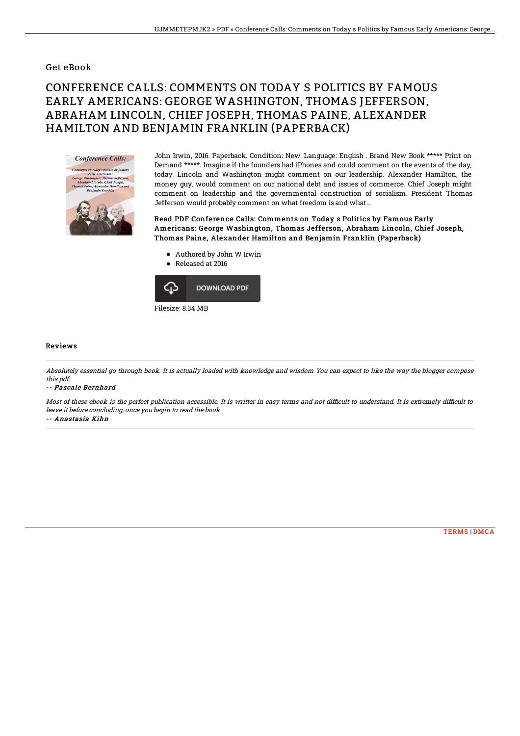## Get eBook

# CONFERENCE CALLS: COMMENTS ON TODAY S POLITICS BY FAMOUS EARLY AMERICANS: GEORGE WASHINGTON, THOMAS JEFFERSON, ABRAHAM LINCOLN, CHIEF JOSEPH, THOMAS PAINE, ALEXANDER HAMILTON AND BENJAMIN FRANKLIN (PAPERBACK)

John Irwin, 2016. Paperback. Condition: New. Language: English . Brand New Book ***** Print on Demand *****. Imagine if the founders had iPhones and could comment on the events of the day, today. Lincoln and Washington might comment on our leadership. Alexander Hamilton, the money guy, would comment on our national debt and issues of commerce. Chief Joseph might comment on leadership and the governmental construction of socialism. President Thomas Jefferson would probably comment on what freedom is and what...

**Read PDF Conference Calls: Comments on Today s Politics by Famous Early Americans: George Washington, Thomas Jefferson, Abraham Lincoln, Chief Joseph, Thomas Paine, Alexander Hamilton and Benjamin Franklin (Paperback)**

- Authored by John W Irwin
- Released at 2016

DOWNLOAD PDF

Filesize: 8.34 MB

### Reviews

*Absolutely essential go through book. It is actually loaded with knowledge and wisdom You can expect to like the way the blogger compose this pdf.*

*-- Pascale Bernhard*

*Most of these ebook is the perfect publication accessible. It is writter in easy terms and not difficult to understand. It is extremely difficult to leave it before concluding, once you begin to read the book.*

*-- Anastasia Kihn*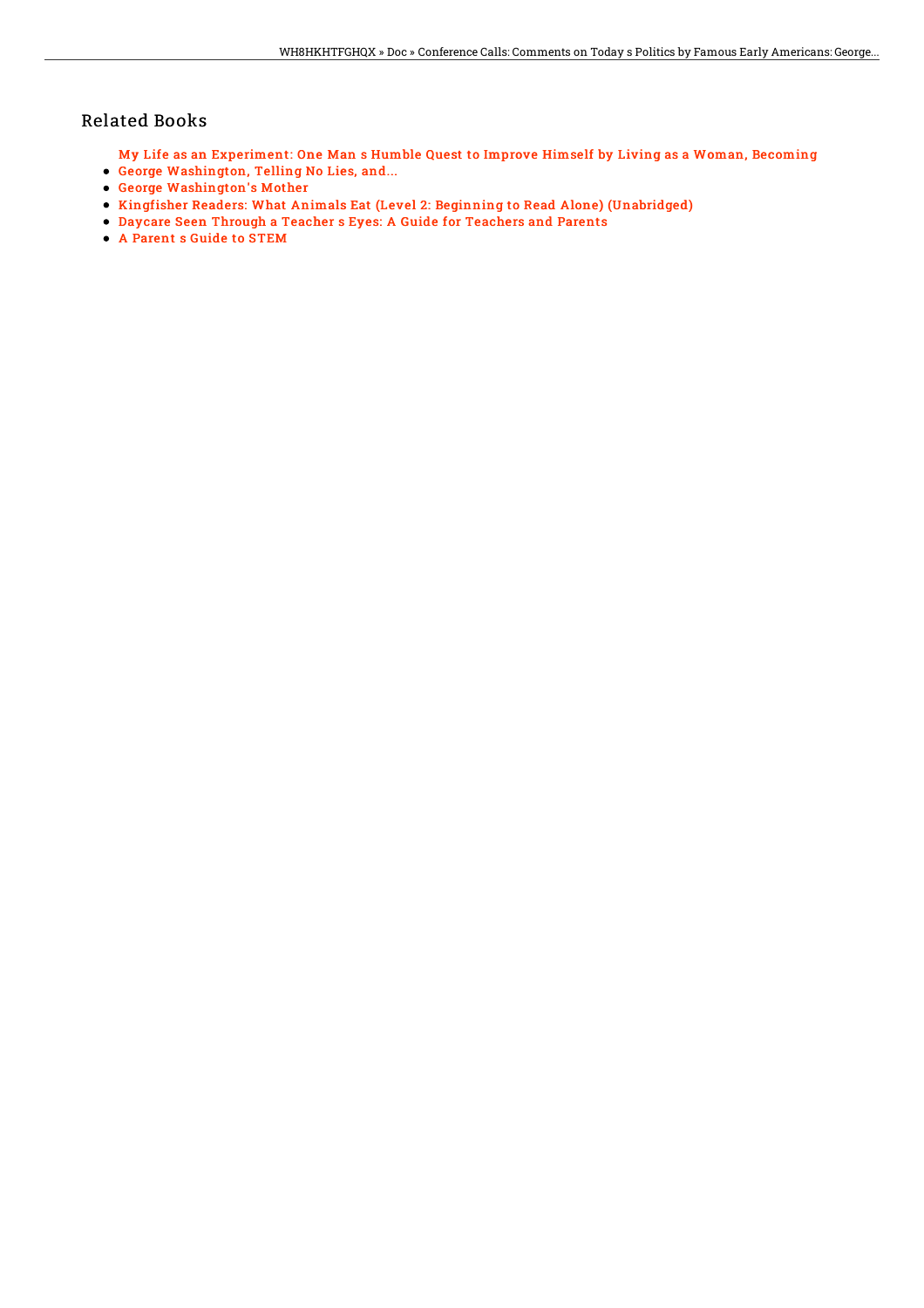## Related Books

- My Life as an Experiment: One Man s Humble Quest to Improve Himself by Living as a Woman, Becoming
- George Washington, Telling No Lies, and...
- George Washington's Mother
- Kingfisher Readers: What Animals Eat (Level 2: Beginning to Read Alone) (Unabridged)
- Daycare Seen Through a Teacher s Eyes: A Guide for Teachers and Parents
- A Parent s Guide to STEM